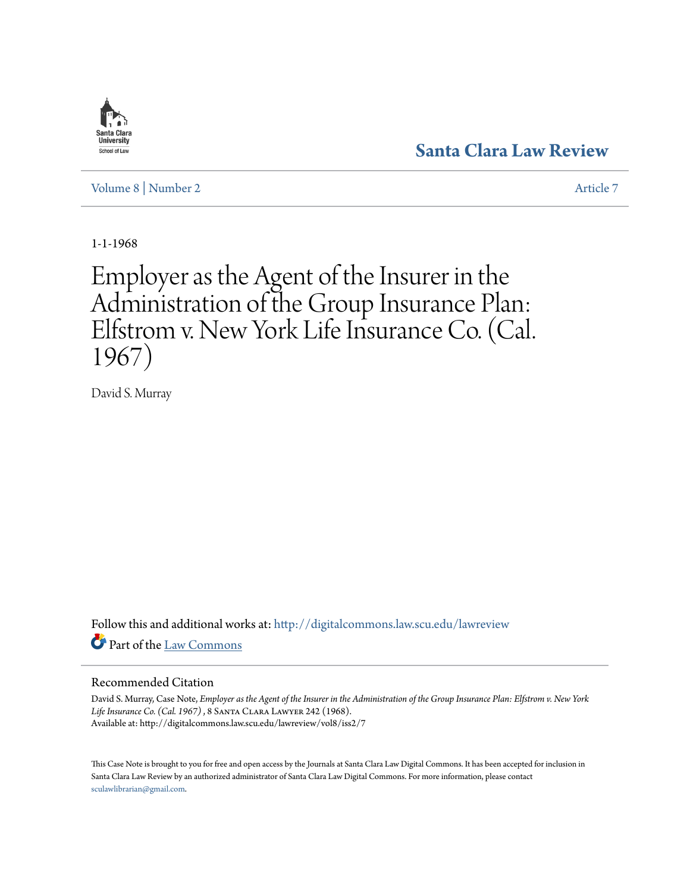Santa Clara Law Review

Volume 8 | Number 2 Article 7

1-1-1968

# Employer as the Agent of the Insurer in the Administration of the Group Insurance Plan: Elfstrom v. New York Life Insurance Co. (Cal. 1967)

David S. Murray

Follow this and additional works at: http://digitalcommons.law.scu.edu/lawreview

Part of the Law Commons

## Recommended Citation

David S. Murray, Case Note, *Employer as the Agent of the Insurer in the Administration of the Group Insurance Plan: Elfstrom v. New York Life Insurance Co. (Cal. 1967)* , 8 Santa Clara Lawyer 242 (1968).
Available at: http://digitalcommons.law.scu.edu/lawreview/vol8/iss2/7

This Case Note is brought to you for free and open access by the Journals at Santa Clara Law Digital Commons. It has been accepted for inclusion in Santa Clara Law Review by an authorized administrator of Santa Clara Law Digital Commons. For more information, please contact sculawlibrarian@gmail.com.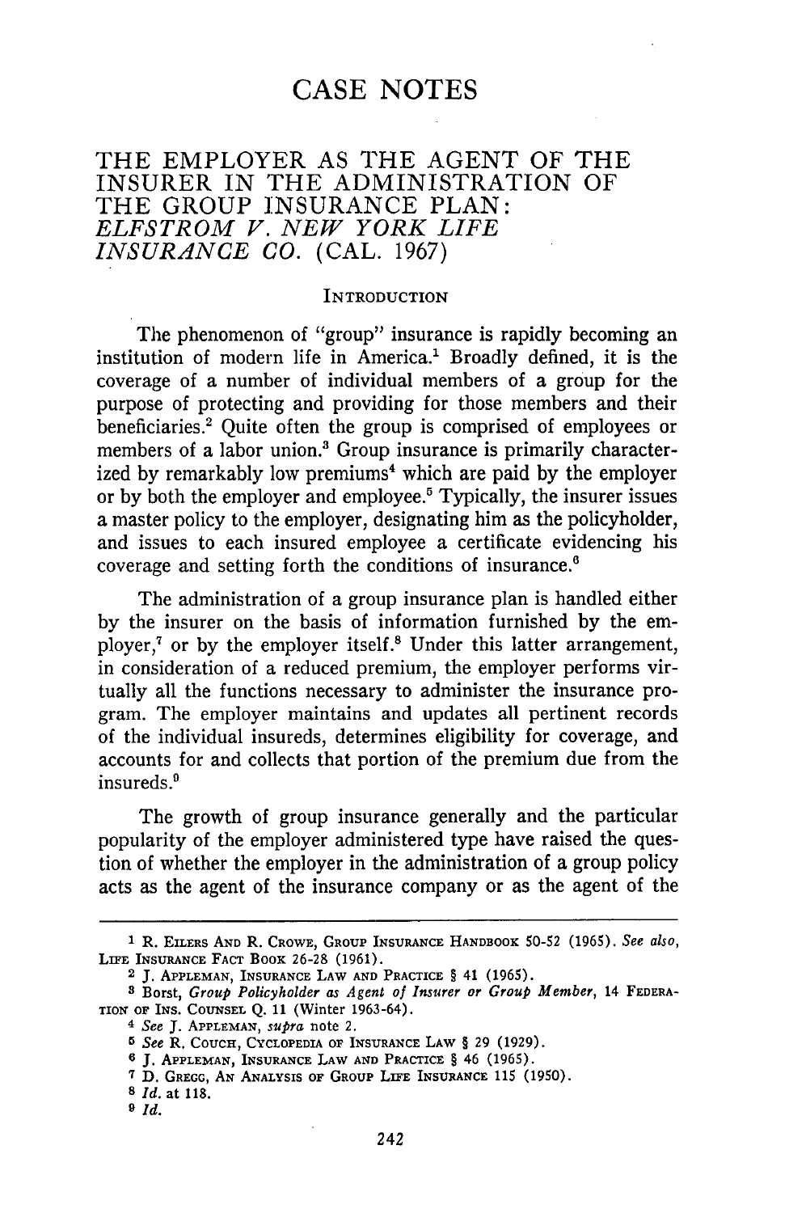# CASE NOTES

## THE EMPLOYER AS THE AGENT OF THE INSURER IN THE ADMINISTRATION OF THE GROUP INSURANCE PLAN: *ELFSTROM V. NEW YORK LIFE INSURANCE CO.* (CAL. 1967)

### INTRODUCTION

The phenomenon of "group" insurance is rapidly becoming an institution of modern life in America.[1] Broadly defined, it is the coverage of a number of individual members of a group for the purpose of protecting and providing for those members and their beneficiaries.[2] Quite often the group is comprised of employees or members of a labor union.[3] Group insurance is primarily characterized by remarkably low premiums[4] which are paid by the employer or by both the employer and employee.[5] Typically, the insurer issues a master policy to the employer, designating him as the policyholder, and issues to each insured employee a certificate evidencing his coverage and setting forth the conditions of insurance.[6]

The administration of a group insurance plan is handled either by the insurer on the basis of information furnished by the employer,[7] or by the employer itself.[8] Under this latter arrangement, in consideration of a reduced premium, the employer performs virtually all the functions necessary to administer the insurance program. The employer maintains and updates all pertinent records of the individual insureds, determines eligibility for coverage, and accounts for and collects that portion of the premium due from the insureds.[9]

The growth of group insurance generally and the particular popularity of the employer administered type have raised the question of whether the employer in the administration of a group policy acts as the agent of the insurance company or as the agent of the

---

[1] R. EILERS AND R. CROWE, GROUP INSURANCE HANDBOOK 50-52 (1965). *See also*, LIFE INSURANCE FACT BOOK 26-28 (1961).

[2] J. APPLEMAN, INSURANCE LAW AND PRACTICE § 41 (1965).

[3] Borst, *Group Policyholder as Agent of Insurer or Group Member*, 14 FEDERATION OF INS. COUNSEL Q. 11 (Winter 1963-64).

[4] *See* J. APPLEMAN, *supra* note 2.

[5] *See* R. COUCH, CYCLOPEDIA OF INSURANCE LAW § 29 (1929).

[6] J. APPLEMAN, INSURANCE LAW AND PRACTICE § 46 (1965).

[7] D. GREGG, AN ANALYSIS OF GROUP LIFE INSURANCE 115 (1950).

[8] *Id.* at 118.

[9] *Id.*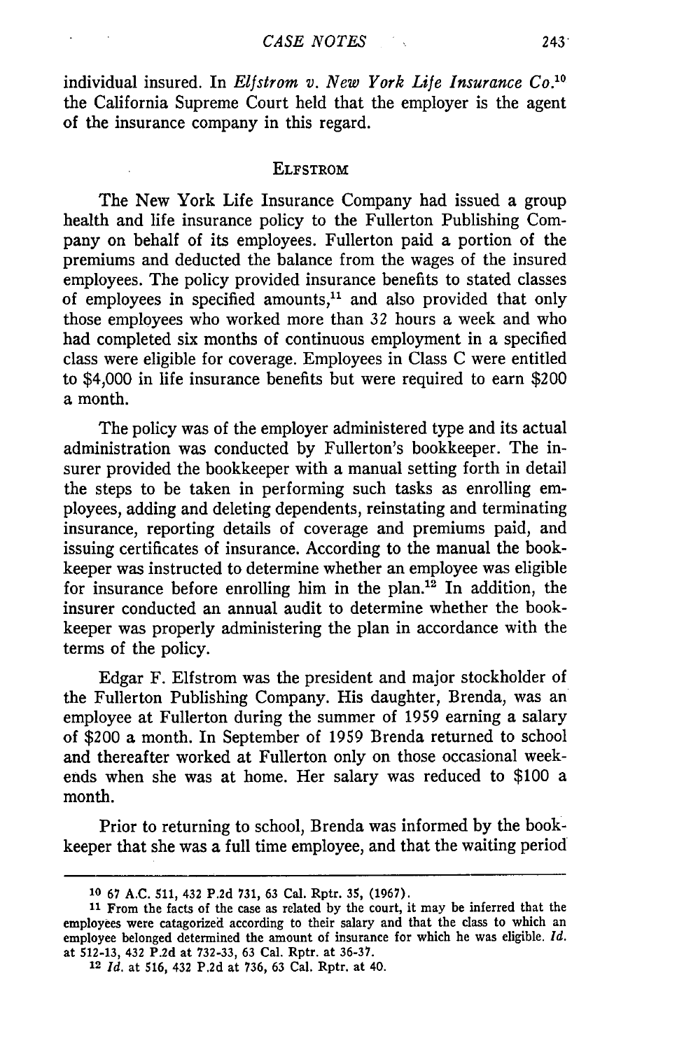individual insured. In *Elfstrom v. New York Life Insurance Co.*[10] the California Supreme Court held that the employer is the agent of the insurance company in this regard.

## ELFSTROM

The New York Life Insurance Company had issued a group health and life insurance policy to the Fullerton Publishing Company on behalf of its employees. Fullerton paid a portion of the premiums and deducted the balance from the wages of the insured employees. The policy provided insurance benefits to stated classes of employees in specified amounts,[11] and also provided that only those employees who worked more than 32 hours a week and who had completed six months of continuous employment in a specified class were eligible for coverage. Employees in Class C were entitled to $4,000 in life insurance benefits but were required to earn $200 a month.

The policy was of the employer administered type and its actual administration was conducted by Fullerton's bookkeeper. The insurer provided the bookkeeper with a manual setting forth in detail the steps to be taken in performing such tasks as enrolling employees, adding and deleting dependents, reinstating and terminating insurance, reporting details of coverage and premiums paid, and issuing certificates of insurance. According to the manual the bookkeeper was instructed to determine whether an employee was eligible for insurance before enrolling him in the plan.[12] In addition, the insurer conducted an annual audit to determine whether the bookkeeper was properly administering the plan in accordance with the terms of the policy.

Edgar F. Elfstrom was the president and major stockholder of the Fullerton Publishing Company. His daughter, Brenda, was an employee at Fullerton during the summer of 1959 earning a salary of $200 a month. In September of 1959 Brenda returned to school and thereafter worked at Fullerton only on those occasional weekends when she was at home. Her salary was reduced to $100 a month.

Prior to returning to school, Brenda was informed by the bookkeeper that she was a full time employee, and that the waiting period

---

[10] 67 A.C. 511, 432 P.2d 731, 63 Cal. Rptr. 35, (1967).

[11] From the facts of the case as related by the court, it may be inferred that the employees were catagorized according to their salary and that the class to which an employee belonged determined the amount of insurance for which he was eligible. *Id.* at 512-13, 432 P.2d at 732-33, 63 Cal. Rptr. at 36-37.

[12] *Id.* at 516, 432 P.2d at 736, 63 Cal. Rptr. at 40.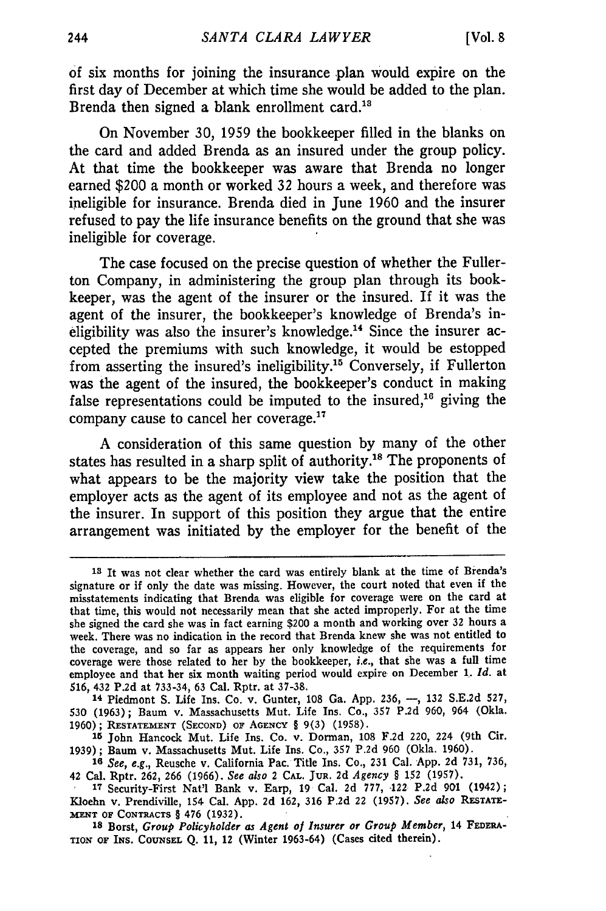of six months for joining the insurance plan would expire on the first day of December at which time she would be added to the plan. Brenda then signed a blank enrollment card.[13]

On November 30, 1959 the bookkeeper filled in the blanks on the card and added Brenda as an insured under the group policy. At that time the bookkeeper was aware that Brenda no longer earned $200 a month or worked 32 hours a week, and therefore was ineligible for insurance. Brenda died in June 1960 and the insurer refused to pay the life insurance benefits on the ground that she was ineligible for coverage.

The case focused on the precise question of whether the Fullerton Company, in administering the group plan through its bookkeeper, was the agent of the insurer or the insured. If it was the agent of the insurer, the bookkeeper's knowledge of Brenda's ineligibility was also the insurer's knowledge.[14] Since the insurer accepted the premiums with such knowledge, it would be estopped from asserting the insured's ineligibility.[15] Conversely, if Fullerton was the agent of the insured, the bookkeeper's conduct in making false representations could be imputed to the insured,[16] giving the company cause to cancel her coverage.[17]

A consideration of this same question by many of the other states has resulted in a sharp split of authority.[18] The proponents of what appears to be the majority view take the position that the employer acts as the agent of its employee and not as the agent of the insurer. In support of this position they argue that the entire arrangement was initiated by the employer for the benefit of the

---

[13] It was not clear whether the card was entirely blank at the time of Brenda's signature or if only the date was missing. However, the court noted that even if the misstatements indicating that Brenda was eligible for coverage were on the card at that time, this would not necessarily mean that she acted improperly. For at the time she signed the card she was in fact earning $200 a month and working over 32 hours a week. There was no indication in the record that Brenda knew she was not entitled to the coverage, and so far as appears her only knowledge of the requirements for coverage were those related to her by the bookkeeper, *i.e.*, that she was a full time employee and that her six month waiting period would expire on December 1. *Id.* at 516, 432 P.2d at 733-34, 63 Cal. Rptr. at 37-38.

[14] Piedmont S. Life Ins. Co. v. Gunter, 108 Ga. App. 236, —, 132 S.E.2d 527, 530 (1963); Baum v. Massachusetts Mut. Life Ins. Co., 357 P.2d 960, 964 (Okla. 1960); RESTATEMENT (SECOND) OF AGENCY § 9(3) (1958).

[15] John Hancock Mut. Life Ins. Co. v. Dorman, 108 F.2d 220, 224 (9th Cir. 1939); Baum v. Massachusetts Mut. Life Ins. Co., 357 P.2d 960 (Okla. 1960).

[16] *See, e.g.,* Reusche v. California Pac. Title Ins. Co., 231 Cal. App. 2d 731, 736, 42 Cal. Rptr. 262, 266 (1966). *See also* 2 CAL. JUR. 2d *Agency* § 152 (1957).

[17] Security-First Nat'l Bank v. Earp, 19 Cal. 2d 777, 122 P.2d 901 (1942); Kloehn v. Prendiville, 154 Cal. App. 2d 162, 316 P.2d 22 (1957). *See also* RESTATEMENT OF CONTRACTS § 476 (1932).

[18] Borst, *Group Policyholder as Agent of Insurer or Group Member*, 14 FEDERATION OF INS. COUNSEL Q. 11, 12 (Winter 1963-64) (Cases cited therein).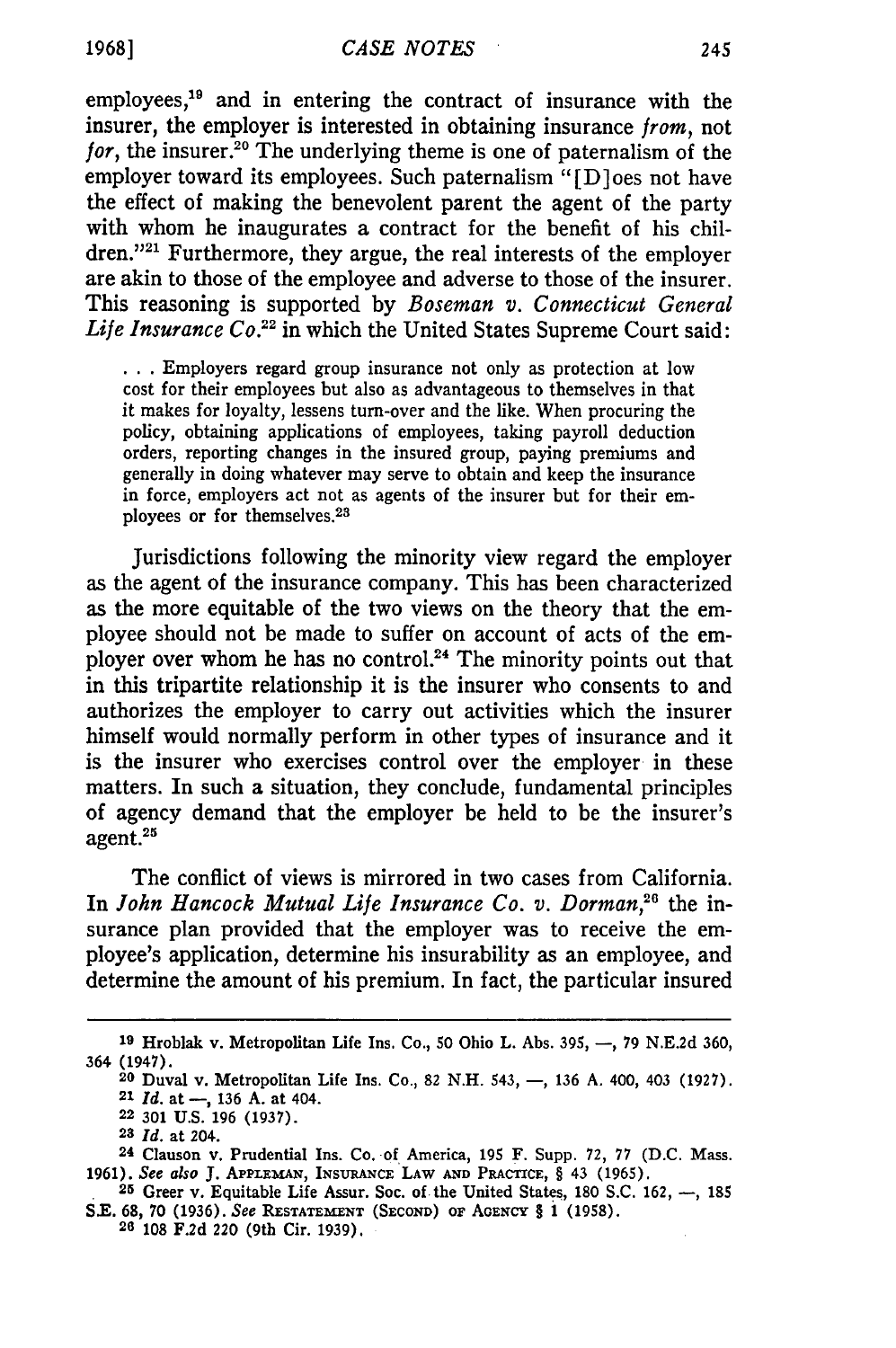employees,[19] and in entering the contract of insurance with the insurer, the employer is interested in obtaining insurance *from*, not *for*, the insurer.[20] The underlying theme is one of paternalism of the employer toward its employees. Such paternalism "[D]oes not have the effect of making the benevolent parent the agent of the party with whom he inaugurates a contract for the benefit of his children."[21] Furthermore, they argue, the real interests of the employer are akin to those of the employee and adverse to those of the insurer. This reasoning is supported by *Boseman v. Connecticut General Life Insurance Co.*[22] in which the United States Supreme Court said:

> . . . Employers regard group insurance not only as protection at low cost for their employees but also as advantageous to themselves in that it makes for loyalty, lessens turn-over and the like. When procuring the policy, obtaining applications of employees, taking payroll deduction orders, reporting changes in the insured group, paying premiums and generally in doing whatever may serve to obtain and keep the insurance in force, employers act not as agents of the insurer but for their employees or for themselves.[23]

Jurisdictions following the minority view regard the employer as the agent of the insurance company. This has been characterized as the more equitable of the two views on the theory that the employee should not be made to suffer on account of acts of the employer over whom he has no control.[24] The minority points out that in this tripartite relationship it is the insurer who consents to and authorizes the employer to carry out activities which the insurer himself would normally perform in other types of insurance and it is the insurer who exercises control over the employer in these matters. In such a situation, they conclude, fundamental principles of agency demand that the employer be held to be the insurer's agent.[25]

The conflict of views is mirrored in two cases from California. In *John Hancock Mutual Life Insurance Co. v. Dorman*,[26] the insurance plan provided that the employer was to receive the employee's application, determine his insurability as an employee, and determine the amount of his premium. In fact, the particular insured

---

19 Hroblak v. Metropolitan Life Ins. Co., 50 Ohio L. Abs. 395, —, 79 N.E.2d 360, 364 (1947).

20 Duval v. Metropolitan Life Ins. Co., 82 N.H. 543, —, 136 A. 400, 403 (1927).

21 *Id.* at —, 136 A. at 404.

22 301 U.S. 196 (1937).

23 *Id.* at 204.

24 Clauson v. Prudential Ins. Co. of America, 195 F. Supp. 72, 77 (D.C. Mass. 1961). *See also* J. APPLEMAN, INSURANCE LAW AND PRACTICE, § 43 (1965).

25 Greer v. Equitable Life Assur. Soc. of the United States, 180 S.C. 162, —, 185 S.E. 68, 70 (1936). *See* RESTATEMENT (SECOND) OF AGENCY § 1 (1958).

26 108 F.2d 220 (9th Cir. 1939).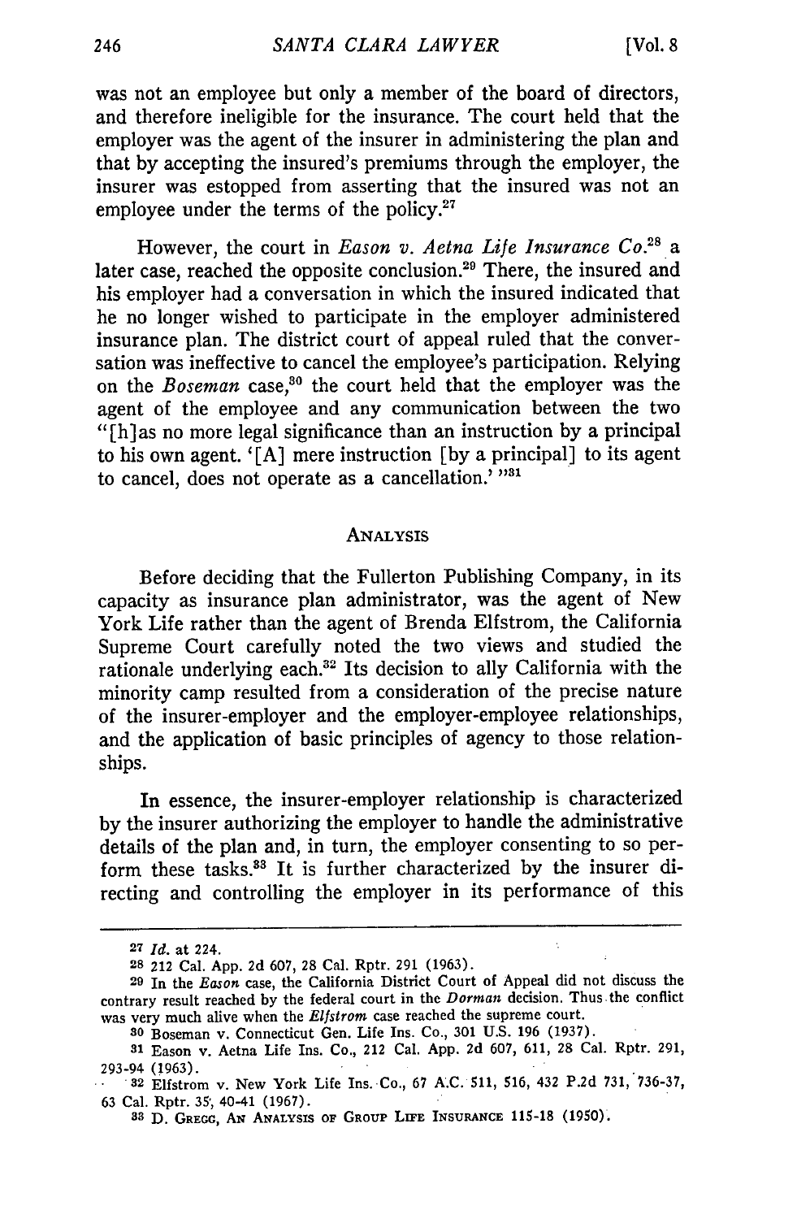was not an employee but only a member of the board of directors, and therefore ineligible for the insurance. The court held that the employer was the agent of the insurer in administering the plan and that by accepting the insured's premiums through the employer, the insurer was estopped from asserting that the insured was not an employee under the terms of the policy.[27]

However, the court in *Eason v. Aetna Life Insurance Co.*[28] a later case, reached the opposite conclusion.[29] There, the insured and his employer had a conversation in which the insured indicated that he no longer wished to participate in the employer administered insurance plan. The district court of appeal ruled that the conversation was ineffective to cancel the employee's participation. Relying on the *Boseman* case,[30] the court held that the employer was the agent of the employee and any communication between the two "[h]as no more legal significance than an instruction by a principal to his own agent. '[A] mere instruction [by a principal] to its agent to cancel, does not operate as a cancellation.' "[31]

## ANALYSIS

Before deciding that the Fullerton Publishing Company, in its capacity as insurance plan administrator, was the agent of New York Life rather than the agent of Brenda Elfstrom, the California Supreme Court carefully noted the two views and studied the rationale underlying each.[32] Its decision to ally California with the minority camp resulted from a consideration of the precise nature of the insurer-employer and the employer-employee relationships, and the application of basic principles of agency to those relationships.

In essence, the insurer-employer relationship is characterized by the insurer authorizing the employer to handle the administrative details of the plan and, in turn, the employer consenting to so perform these tasks.[33] It is further characterized by the insurer directing and controlling the employer in its performance of this

---

[27] *Id.* at 224.

[28] 212 Cal. App. 2d 607, 28 Cal. Rptr. 291 (1963).

[29] In the *Eason* case, the California District Court of Appeal did not discuss the contrary result reached by the federal court in the *Dorman* decision. Thus the conflict was very much alive when the *Elfstrom* case reached the supreme court.

[30] Boseman v. Connecticut Gen. Life Ins. Co., 301 U.S. 196 (1937).

[31] Eason v. Aetna Life Ins. Co., 212 Cal. App. 2d 607, 611, 28 Cal. Rptr. 291, 293-94 (1963).

[32] Elfstrom v. New York Life Ins. Co., 67 A.C. 511, 516, 432 P.2d 731, 736-37, 63 Cal. Rptr. 35, 40-41 (1967).

[33] D. GREGG, AN ANALYSIS OF GROUP LIFE INSURANCE 115-18 (1950).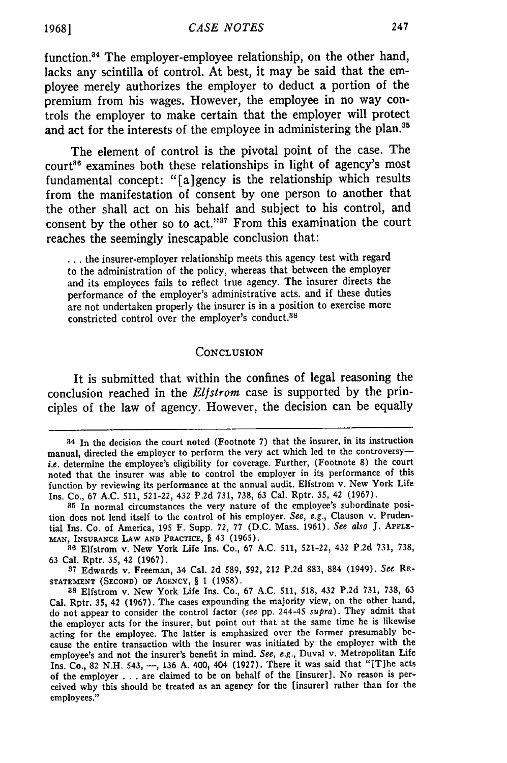function.[34] The employer-employee relationship, on the other hand, lacks any scintilla of control. At best, it may be said that the employee merely authorizes the employer to deduct a portion of the premium from his wages. However, the employee in no way controls the employer to make certain that the employer will protect and act for the interests of the employee in administering the plan.[35]

The element of control is the pivotal point of the case. The court[36] examines both these relationships in light of agency's most fundamental concept: "[a]gency is the relationship which results from the manifestation of consent by one person to another that the other shall act on his behalf and subject to his control, and consent by the other so to act."[37] From this examination the court reaches the seemingly inescapable conclusion that:

> . . . the insurer-employer relationship meets this agency test with regard to the administration of the policy, whereas that between the employer and its employees fails to reflect true agency. The insurer directs the performance of the employer's administrative acts. and if these duties are not undertaken properly the insurer is in a position to exercise more constricted control over the employer's conduct.[38]

## CONCLUSION

It is submitted that within the confines of legal reasoning the conclusion reached in the *Elfstrom* case is supported by the principles of the law of agency. However, the decision can be equally

---

[34] In the decision the court noted (Footnote 7) that the insurer, in its instruction manual, directed the employer to perform the very act which led to the controversy—*i.e.* determine the employee's eligibility for coverage. Further, (Footnote 8) the court noted that the insurer was able to control the employer in its performance of this function by reviewing its performance at the annual audit. Elfstrom v. New York Life Ins. Co., 67 A.C. 511, 521-22, 432 P.2d 731, 738, 63 Cal. Rptr. 35, 42 (1967).

[35] In normal circumstances the very nature of the employee's subordinate position does not lend itself to the control of his employer. *See, e.g.*, Clauson v. Prudential Ins. Co. of America, 195 F. Supp. 72, 77 (D.C. Mass. 1961). *See also* J. APPLEMAN, INSURANCE LAW AND PRACTICE, § 43 (1965).

[36] Elfstrom v. New York Life Ins. Co., 67 A.C. 511, 521-22, 432 P.2d 731, 738, 63 Cal. Rptr. 35, 42 (1967).

[37] Edwards v. Freeman, 34 Cal. 2d 589, 592, 212 P.2d 883, 884 (1949). *See* RESTATEMENT (SECOND) OF AGENCY, § 1 (1958).

[38] Elfstrom v. New York Life Ins. Co., 67 A.C. 511, 518, 432 P.2d 731, 738, 63 Cal. Rptr. 35, 42 (1967). The cases expounding the majority view, on the other hand, do not appear to consider the control factor (*see* pp. 244-45 *supra*). They admit that the employer acts for the insurer, but point out that at the same time he is likewise acting for the employee. The latter is emphasized over the former presumably because the entire transaction with the insurer was initiated by the employer with the employee's and not the insurer's benefit in mind. *See, e.g.*, Duval v. Metropolitan Life Ins. Co., 82 N.H. 543, —, 136 A. 400, 404 (1927). There it was said that "[T]he acts of the employer . . . are claimed to be on behalf of the [insurer]. No reason is perceived why this should be treated as an agency for the [insurer] rather than for the employees."